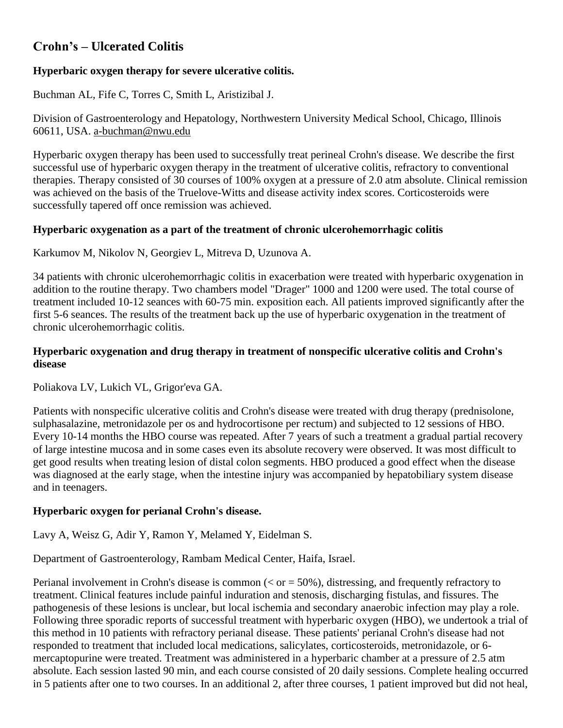# Crohn's – Ulcerated Colitis

### Hyperbaric oxygen therapy for severe ulcerative colitis.

Buchman AL, Fife C, Torres C, Smith L, Aristizibal J.

Division of Gastroenterology and Hepatology, Northwestern University Medical School, Chicago, Illinois 60611, USA. a-buchman@nwu.edu

Hyperbaric oxygen therapy has been used to successfully treat perineal Crohn's disease. We describe the first successful use of hyperbaric oxygen therapy in the treatment of ulcerative colitis, refractory to conventional therapies. Therapy consisted of 30 courses of 100% oxygen at a pressure of 2.0 atm absolute. Clinical remission was achieved on the basis of the Truelove-Witts and disease activity index scores. Corticosteroids were successfully tapered off once remission was achieved.

### Hyperbaric oxygenation as a part of the treatment of chronic ulcerohemorrhagic colitis

Karkumov M, Nikolov N, Georgiev L, Mitreva D, Uzunova A.

34 patients with chronic ulcerohemorrhagic colitis in exacerbation were treated with hyperbaric oxygenation in addition to the routine therapy. Two chambers model "Drager" 1000 and 1200 were used. The total course of treatment included 10-12 seances with 60-75 min. exposition each. All patients improved significantly after the first 5-6 seances. The results of the treatment back up the use of hyperbaric oxygenation in the treatment of chronic ulcerohemorrhagic colitis.

### Hyperbaric oxygenation and drug therapy in treatment of nonspecific ulcerative colitis and Crohn's disease

Poliakova LV, Lukich VL, Grigor'eva GA.

Patients with nonspecific ulcerative colitis and Crohn's disease were treated with drug therapy (prednisolone, sulphasalazine, metronidazole per os and hydrocortisone per rectum) and subjected to 12 sessions of HBO. Every 10-14 months the HBO course was repeated. After 7 years of such a treatment a gradual partial recovery of large intestine mucosa and in some cases even its absolute recovery were observed. It was most difficult to get good results when treating lesion of distal colon segments. HBO produced a good effect when the disease was diagnosed at the early stage, when the intestine injury was accompanied by hepatobiliary system disease and in teenagers.

### Hyperbaric oxygen for perianal Crohn's disease.

Lavy A, Weisz G, Adir Y, Ramon Y, Melamed Y, Eidelman S.

Department of Gastroenterology, Rambam Medical Center, Haifa, Israel.

Perianal involvement in Crohn's disease is common (< or = 50%), distressing, and frequently refractory to treatment. Clinical features include painful induration and stenosis, discharging fistulas, and fissures. The pathogenesis of these lesions is unclear, but local ischemia and secondary anaerobic infection may play a role. Following three sporadic reports of successful treatment with hyperbaric oxygen (HBO), we undertook a trial of this method in 10 patients with refractory perianal disease. These patients' perianal Crohn's disease had not responded to treatment that included local medications, salicylates, corticosteroids, metronidazole, or 6-mercaptopurine were treated. Treatment was administered in a hyperbaric chamber at a pressure of 2.5 atm absolute. Each session lasted 90 min, and each course consisted of 20 daily sessions. Complete healing occurred in 5 patients after one to two courses. In an additional 2, after three courses, 1 patient improved but did not heal,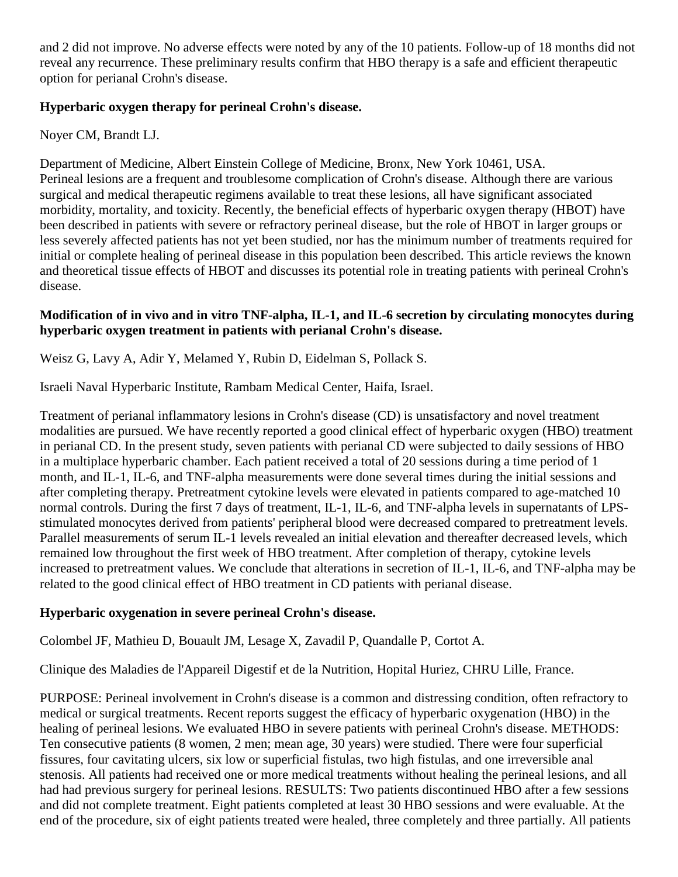and 2 did not improve. No adverse effects were noted by any of the 10 patients. Follow-up of 18 months did not reveal any recurrence. These preliminary results confirm that HBO therapy is a safe and efficient therapeutic option for perianal Crohn's disease.

### Hyperbaric oxygen therapy for perineal Crohn's disease.

Noyer CM, Brandt LJ.

Department of Medicine, Albert Einstein College of Medicine, Bronx, New York 10461, USA.
Perineal lesions are a frequent and troublesome complication of Crohn's disease. Although there are various surgical and medical therapeutic regimens available to treat these lesions, all have significant associated morbidity, mortality, and toxicity. Recently, the beneficial effects of hyperbaric oxygen therapy (HBOT) have been described in patients with severe or refractory perineal disease, but the role of HBOT in larger groups or less severely affected patients has not yet been studied, nor has the minimum number of treatments required for initial or complete healing of perineal disease in this population been described. This article reviews the known and theoretical tissue effects of HBOT and discusses its potential role in treating patients with perineal Crohn's disease.

### Modification of in vivo and in vitro TNF-alpha, IL-1, and IL-6 secretion by circulating monocytes during hyperbaric oxygen treatment in patients with perianal Crohn's disease.

Weisz G, Lavy A, Adir Y, Melamed Y, Rubin D, Eidelman S, Pollack S.

Israeli Naval Hyperbaric Institute, Rambam Medical Center, Haifa, Israel.

Treatment of perianal inflammatory lesions in Crohn's disease (CD) is unsatisfactory and novel treatment modalities are pursued. We have recently reported a good clinical effect of hyperbaric oxygen (HBO) treatment in perianal CD. In the present study, seven patients with perianal CD were subjected to daily sessions of HBO in a multiplace hyperbaric chamber. Each patient received a total of 20 sessions during a time period of 1 month, and IL-1, IL-6, and TNF-alpha measurements were done several times during the initial sessions and after completing therapy. Pretreatment cytokine levels were elevated in patients compared to age-matched 10 normal controls. During the first 7 days of treatment, IL-1, IL-6, and TNF-alpha levels in supernatants of LPS-stimulated monocytes derived from patients' peripheral blood were decreased compared to pretreatment levels. Parallel measurements of serum IL-1 levels revealed an initial elevation and thereafter decreased levels, which remained low throughout the first week of HBO treatment. After completion of therapy, cytokine levels increased to pretreatment values. We conclude that alterations in secretion of IL-1, IL-6, and TNF-alpha may be related to the good clinical effect of HBO treatment in CD patients with perianal disease.

### Hyperbaric oxygenation in severe perineal Crohn's disease.

Colombel JF, Mathieu D, Bouault JM, Lesage X, Zavadil P, Quandalle P, Cortot A.

Clinique des Maladies de l'Appareil Digestif et de la Nutrition, Hopital Huriez, CHRU Lille, France.

PURPOSE: Perineal involvement in Crohn's disease is a common and distressing condition, often refractory to medical or surgical treatments. Recent reports suggest the efficacy of hyperbaric oxygenation (HBO) in the healing of perineal lesions. We evaluated HBO in severe patients with perineal Crohn's disease. METHODS: Ten consecutive patients (8 women, 2 men; mean age, 30 years) were studied. There were four superficial fissures, four cavitating ulcers, six low or superficial fistulas, two high fistulas, and one irreversible anal stenosis. All patients had received one or more medical treatments without healing the perineal lesions, and all had had previous surgery for perineal lesions. RESULTS: Two patients discontinued HBO after a few sessions and did not complete treatment. Eight patients completed at least 30 HBO sessions and were evaluable. At the end of the procedure, six of eight patients treated were healed, three completely and three partially. All patients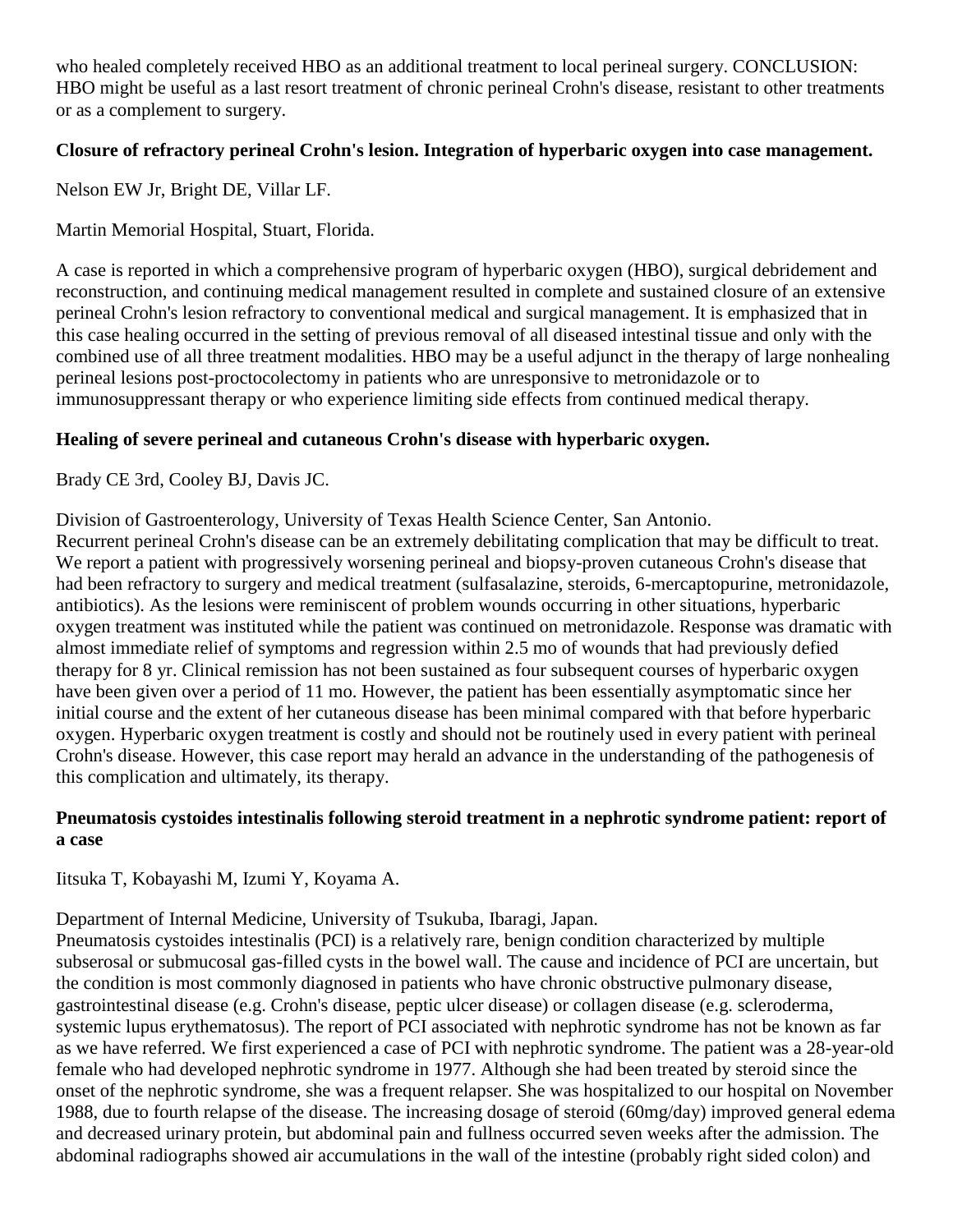who healed completely received HBO as an additional treatment to local perineal surgery. CONCLUSION: HBO might be useful as a last resort treatment of chronic perineal Crohn's disease, resistant to other treatments or as a complement to surgery.

**Closure of refractory perineal Crohn's lesion. Integration of hyperbaric oxygen into case management.**

Nelson EW Jr, Bright DE, Villar LF.

Martin Memorial Hospital, Stuart, Florida.

A case is reported in which a comprehensive program of hyperbaric oxygen (HBO), surgical debridement and reconstruction, and continuing medical management resulted in complete and sustained closure of an extensive perineal Crohn's lesion refractory to conventional medical and surgical management. It is emphasized that in this case healing occurred in the setting of previous removal of all diseased intestinal tissue and only with the combined use of all three treatment modalities. HBO may be a useful adjunct in the therapy of large nonhealing perineal lesions post-proctocolectomy in patients who are unresponsive to metronidazole or to immunosuppressant therapy or who experience limiting side effects from continued medical therapy.

**Healing of severe perineal and cutaneous Crohn's disease with hyperbaric oxygen.**

Brady CE 3rd, Cooley BJ, Davis JC.

Division of Gastroenterology, University of Texas Health Science Center, San Antonio.
Recurrent perineal Crohn's disease can be an extremely debilitating complication that may be difficult to treat. We report a patient with progressively worsening perineal and biopsy-proven cutaneous Crohn's disease that had been refractory to surgery and medical treatment (sulfasalazine, steroids, 6-mercaptopurine, metronidazole, antibiotics). As the lesions were reminiscent of problem wounds occurring in other situations, hyperbaric oxygen treatment was instituted while the patient was continued on metronidazole. Response was dramatic with almost immediate relief of symptoms and regression within 2.5 mo of wounds that had previously defied therapy for 8 yr. Clinical remission has not been sustained as four subsequent courses of hyperbaric oxygen have been given over a period of 11 mo. However, the patient has been essentially asymptomatic since her initial course and the extent of her cutaneous disease has been minimal compared with that before hyperbaric oxygen. Hyperbaric oxygen treatment is costly and should not be routinely used in every patient with perineal Crohn's disease. However, this case report may herald an advance in the understanding of the pathogenesis of this complication and ultimately, its therapy.

**Pneumatosis cystoides intestinalis following steroid treatment in a nephrotic syndrome patient: report of a case**

Iitsuka T, Kobayashi M, Izumi Y, Koyama A.

Department of Internal Medicine, University of Tsukuba, Ibaragi, Japan.
Pneumatosis cystoides intestinalis (PCI) is a relatively rare, benign condition characterized by multiple subserosal or submucosal gas-filled cysts in the bowel wall. The cause and incidence of PCI are uncertain, but the condition is most commonly diagnosed in patients who have chronic obstructive pulmonary disease, gastrointestinal disease (e.g. Crohn's disease, peptic ulcer disease) or collagen disease (e.g. scleroderma, systemic lupus erythematosus). The report of PCI associated with nephrotic syndrome has not be known as far as we have referred. We first experienced a case of PCI with nephrotic syndrome. The patient was a 28-year-old female who had developed nephrotic syndrome in 1977. Although she had been treated by steroid since the onset of the nephrotic syndrome, she was a frequent relapser. She was hospitalized to our hospital on November 1988, due to fourth relapse of the disease. The increasing dosage of steroid (60mg/day) improved general edema and decreased urinary protein, but abdominal pain and fullness occurred seven weeks after the admission. The abdominal radiographs showed air accumulations in the wall of the intestine (probably right sided colon) and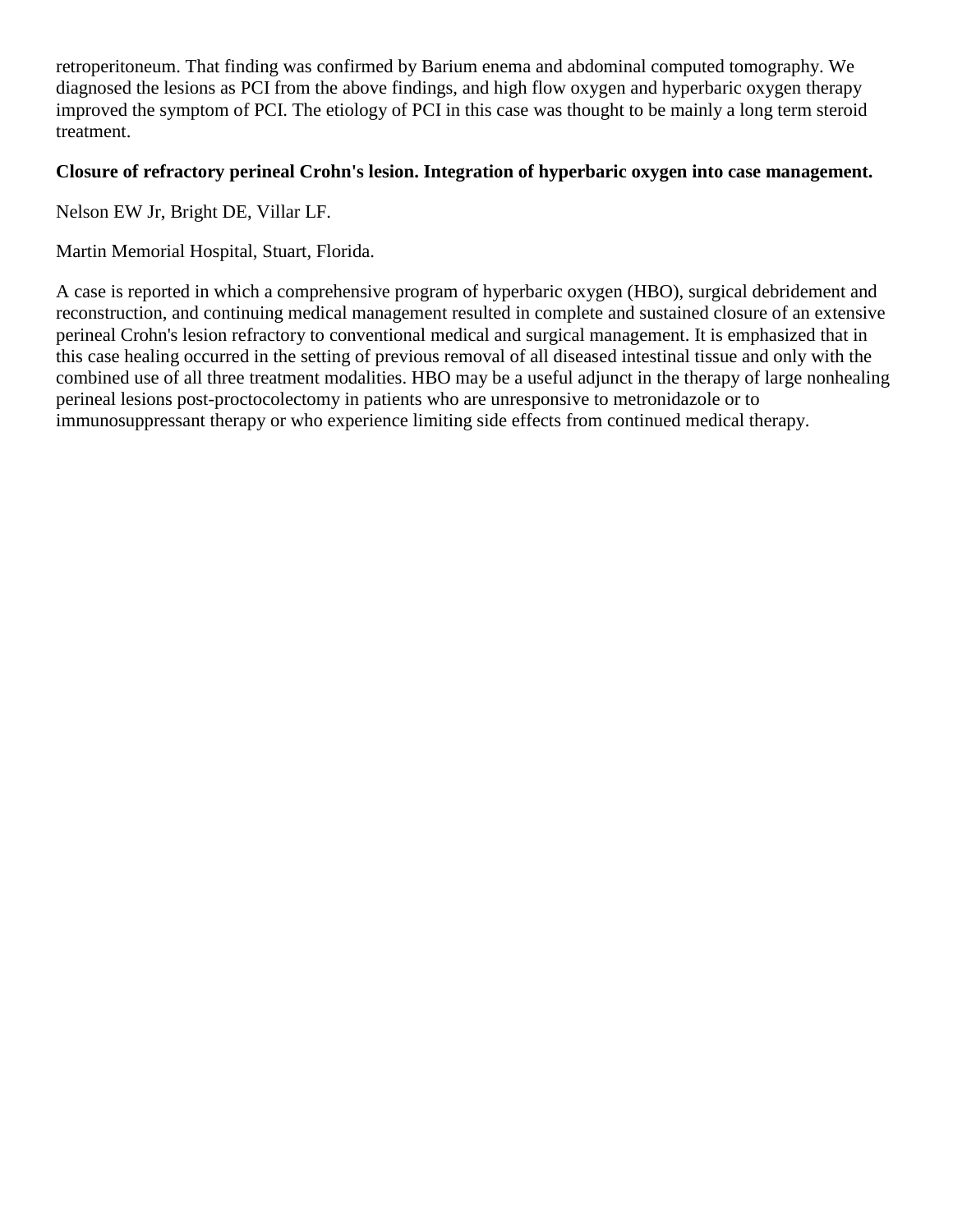retroperitoneum. That finding was confirmed by Barium enema and abdominal computed tomography. We diagnosed the lesions as PCI from the above findings, and high flow oxygen and hyperbaric oxygen therapy improved the symptom of PCI. The etiology of PCI in this case was thought to be mainly a long term steroid treatment.

**Closure of refractory perineal Crohn's lesion. Integration of hyperbaric oxygen into case management.**

Nelson EW Jr, Bright DE, Villar LF.

Martin Memorial Hospital, Stuart, Florida.

A case is reported in which a comprehensive program of hyperbaric oxygen (HBO), surgical debridement and reconstruction, and continuing medical management resulted in complete and sustained closure of an extensive perineal Crohn's lesion refractory to conventional medical and surgical management. It is emphasized that in this case healing occurred in the setting of previous removal of all diseased intestinal tissue and only with the combined use of all three treatment modalities. HBO may be a useful adjunct in the therapy of large nonhealing perineal lesions post-proctocolectomy in patients who are unresponsive to metronidazole or to immunosuppressant therapy or who experience limiting side effects from continued medical therapy.